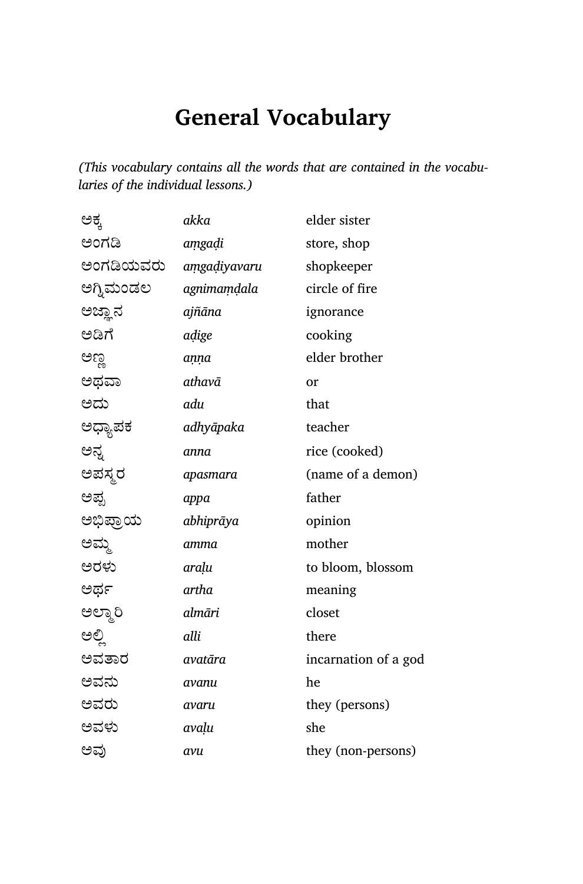# General Vocabulary

*(This vocabulary contains all the words that are contained in the vocabularies of the individual lessons.)*

| | | |
|---|---|---|
| ಅಕ್ಕ | *akka* | elder sister |
| ಅಂಗಡಿ | *aṃgaḍi* | store, shop |
| ಅಂಗಡಿಯವರು | *aṃgaḍiyavaru* | shopkeeper |
| ಅಗ್ನಿಮಂಡಲ | *agnimaṃḍala* | circle of fire |
| ಅಜ್ಞಾನ | *ajñāna* | ignorance |
| ಅಡಿಗೆ | *aḍige* | cooking |
| ಅಣ್ಣ | *aṇṇa* | elder brother |
| ಅಥವಾ | *athavā* | or |
| ಅದು | *adu* | that |
| ಅಧ್ಯಾಪಕ | *adhyāpaka* | teacher |
| ಅನ್ನ | *anna* | rice (cooked) |
| ಅಪಸ್ಮರ | *apasmara* | (name of a demon) |
| ಅಪ್ಪ | *appa* | father |
| ಅಭಿಪ್ರಾಯ | *abhiprāya* | opinion |
| ಅಮ್ಮ | *amma* | mother |
| ಅರಳು | *araḷu* | to bloom, blossom |
| ಅರ್ಥ | *artha* | meaning |
| ಅಲ್ಮಾರಿ | *almāri* | closet |
| ಅಲ್ಲಿ | *alli* | there |
| ಅವತಾರ | *avatāra* | incarnation of a god |
| ಅವನು | *avanu* | he |
| ಅವರು | *avaru* | they (persons) |
| ಅವಳು | *avaḷu* | she |
| ಅವು | *avu* | they (non-persons) |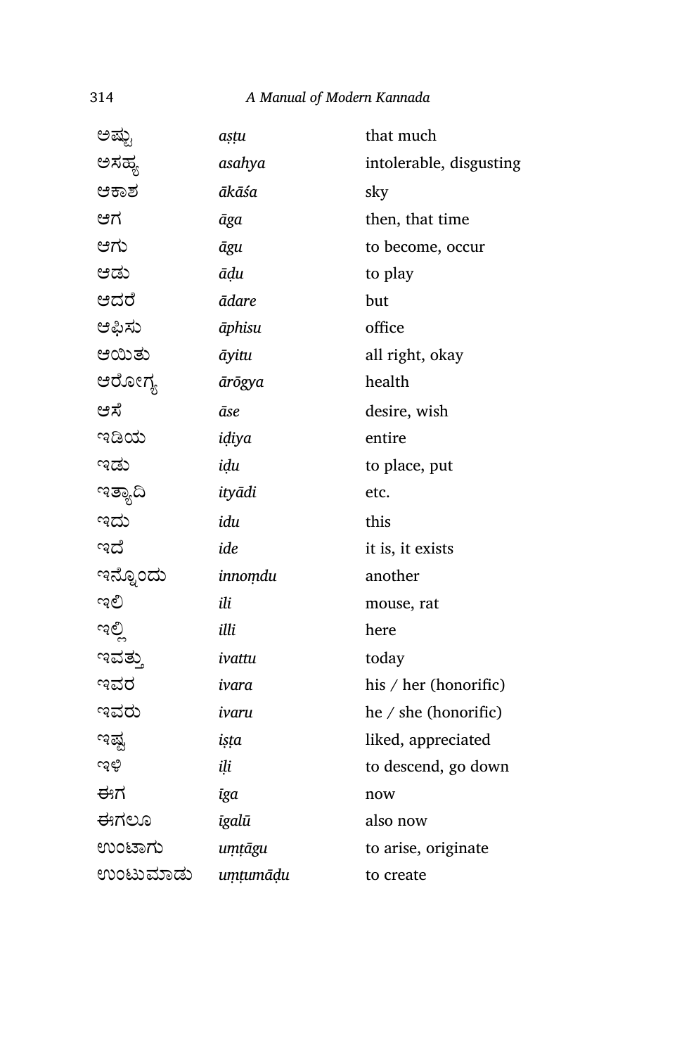| | | |
|---|---|---|
| ಅಷ್ಟು | *aṣṭu* | that much |
| ಅಸಹ್ಯ | *asahya* | intolerable, disgusting |
| ಆಕಾಶ | *ākāśa* | sky |
| ಆಗ | *āga* | then, that time |
| ಆಗು | *āgu* | to become, occur |
| ಆಡು | *āḍu* | to play |
| ಆದರೆ | *ādare* | but |
| ಆಫಿಸು | *āphisu* | office |
| ಆಯಿತು | *āyitu* | all right, okay |
| ಆರೋಗ್ಯ | *ārōgya* | health |
| ಆಸೆ | *āse* | desire, wish |
| ಇಡಿಯ | *iḍiya* | entire |
| ಇಡು | *iḍu* | to place, put |
| ಇತ್ಯಾದಿ | *ityādi* | etc. |
| ಇದು | *idu* | this |
| ಇದೆ | *ide* | it is, it exists |
| ಇನ್ನೊಂದು | *innoṃdu* | another |
| ಇಲಿ | *ili* | mouse, rat |
| ಇಲ್ಲಿ | *illi* | here |
| ಇವತ್ತು | *ivattu* | today |
| ಇವರ | *ivara* | his / her (honorific) |
| ಇವರು | *ivaru* | he / she (honorific) |
| ಇಷ್ಟ | *iṣṭa* | liked, appreciated |
| ಇಳಿ | *iḷi* | to descend, go down |
| ಈಗ | *īga* | now |
| ಈಗಲೂ | *īgalū* | also now |
| ಉಂಟಾಗು | *uṃṭāgu* | to arise, originate |
| ಉಂಟುಮಾಡು | *uṃṭumāḍu* | to create |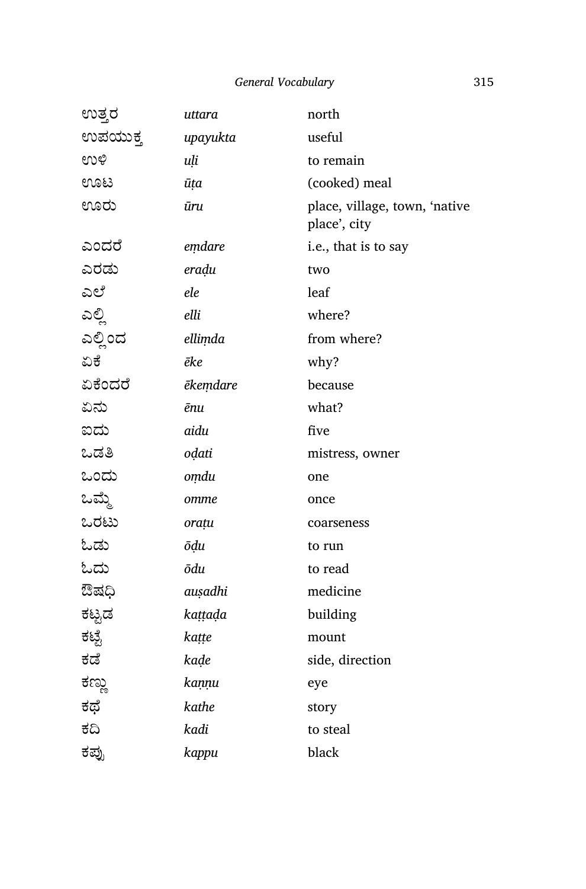| | | |
|---|---|---|
| ಉತ್ತರ | *uttara* | north |
| ಉಪಯುಕ್ತ | *upayukta* | useful |
| ಉಳಿ | *uḷi* | to remain |
| ಊಟ | *ūṭa* | (cooked) meal |
| ಊರು | *ūru* | place, village, town, 'native place', city |
| ಎಂದರೆ | *eṃdare* | i.e., that is to say |
| ಎರಡು | *eraḍu* | two |
| ಎಲೆ | *ele* | leaf |
| ಎಲ್ಲಿ | *elli* | where? |
| ಎಲ್ಲಿಂದ | *elliṃda* | from where? |
| ಏಕೆ | *ēke* | why? |
| ಏಕೆಂದರೆ | *ēkeṃdare* | because |
| ಏನು | *ēnu* | what? |
| ಐದು | *aidu* | five |
| ಒಡತಿ | *oḍati* | mistress, owner |
| ಒಂದು | *oṃdu* | one |
| ಒಮ್ಮೆ | *omme* | once |
| ಒರಟು | *oraṭu* | coarseness |
| ಓಡು | *ōḍu* | to run |
| ಓದು | *ōdu* | to read |
| ಔಷಧಿ | *auṣadhi* | medicine |
| ಕಟ್ಟಡ | *kaṭṭaḍa* | building |
| ಕಟ್ಟೆ | *kaṭṭe* | mount |
| ಕಡೆ | *kaḍe* | side, direction |
| ಕಣ್ಣು | *kaṇṇu* | eye |
| ಕಥೆ | *kathe* | story |
| ಕದಿ | *kadi* | to steal |
| ಕಪ್ಪು | *kappu* | black |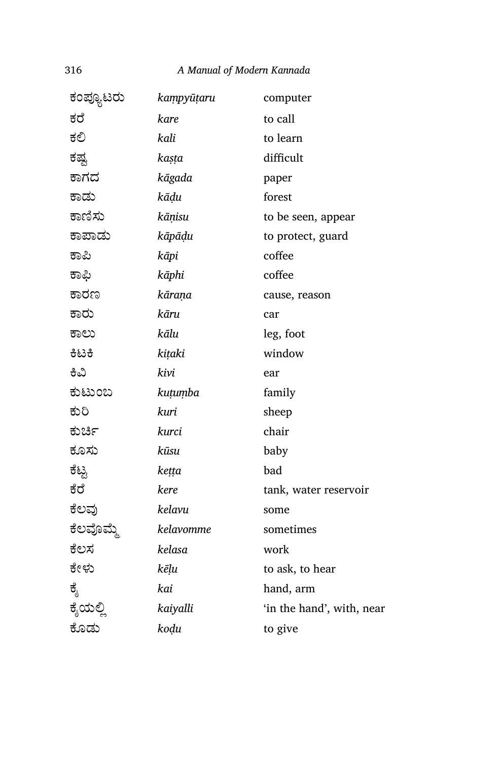| | | |
|---|---|---|
| ಕಂಪ್ಯೂಟರು | *kaṃpyūṭaru* | computer |
| ಕರೆ | *kare* | to call |
| ಕಲಿ | *kali* | to learn |
| ಕಷ್ಟ | *kaṣṭa* | difficult |
| ಕಾಗದ | *kāgada* | paper |
| ಕಾಡು | *kāḍu* | forest |
| ಕಾಣಿಸು | *kāṇisu* | to be seen, appear |
| ಕಾಪಾಡು | *kāpāḍu* | to protect, guard |
| ಕಾಪಿ | *kāpi* | coffee |
| ಕಾಫಿ | *kāphi* | coffee |
| ಕಾರಣ | *kāraṇa* | cause, reason |
| ಕಾರು | *kāru* | car |
| ಕಾಲು | *kālu* | leg, foot |
| ಕಿಟಕಿ | *kiṭaki* | window |
| ಕಿವಿ | *kivi* | ear |
| ಕುಟುಂಬ | *kuṭuṃba* | family |
| ಕುರಿ | *kuri* | sheep |
| ಕುರ್ಚಿ | *kurci* | chair |
| ಕೂಸು | *kūsu* | baby |
| ಕೆಟ್ಟ | *keṭṭa* | bad |
| ಕೆರೆ | *kere* | tank, water reservoir |
| ಕೆಲವು | *kelavu* | some |
| ಕೆಲವೊಮ್ಮೆ | *kelavomme* | sometimes |
| ಕೆಲಸ | *kelasa* | work |
| ಕೇಳು | *kēḷu* | to ask, to hear |
| ಕೈ | *kai* | hand, arm |
| ಕೈಯಲ್ಲಿ | *kaiyalli* | 'in the hand', with, near |
| ಕೊಡು | *koḍu* | to give |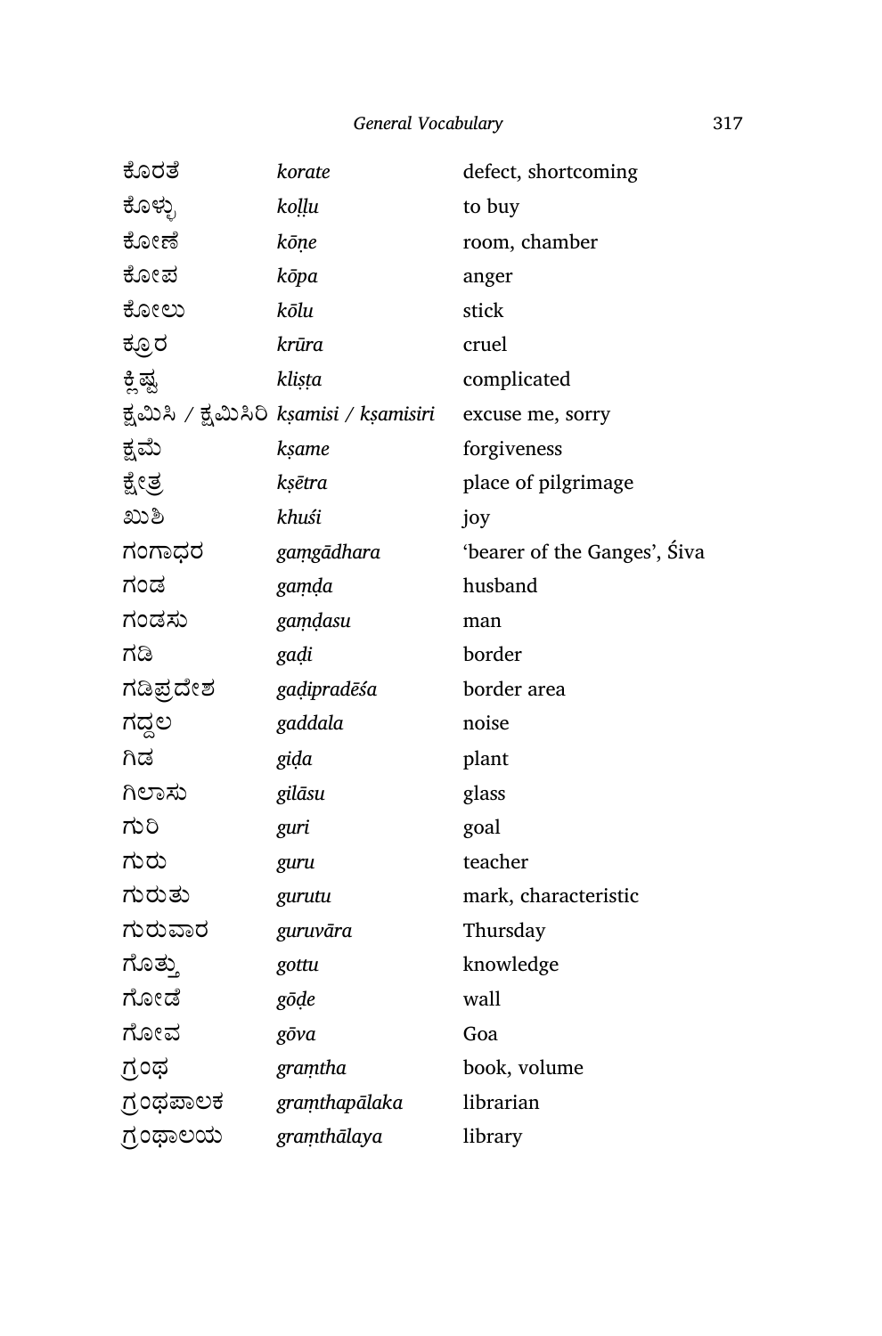| | | |
|---|---|---|
| ಕೊರತೆ | *korate* | defect, shortcoming |
| ಕೊಳ್ಳು | *koḷḷu* | to buy |
| ಕೋಣೆ | *kōṇe* | room, chamber |
| ಕೋಪ | *kōpa* | anger |
| ಕೋಲು | *kōlu* | stick |
| ಕ್ರೂರ | *krūra* | cruel |
| ಕ್ಲಿಷ್ಟ | *kliṣṭa* | complicated |
| ಕ್ಷಮಿಸಿ / ಕ್ಷಮಿಸಿರಿ | *kṣamisi / kṣamisiri* | excuse me, sorry |
| ಕ್ಷಮೆ | *kṣame* | forgiveness |
| ಕ್ಷೇತ್ರ | *kṣētra* | place of pilgrimage |
| ಖುಶಿ | *khuśi* | joy |
| ಗಂಗಾಧರ | *gaṃgādhara* | 'bearer of the Ganges', Śiva |
| ಗಂಡ | *gaṃḍa* | husband |
| ಗಂಡಸು | *gaṃḍasu* | man |
| ಗಡಿ | *gaḍi* | border |
| ಗಡಿಪ್ರದೇಶ | *gaḍipradēśa* | border area |
| ಗದ್ದಲ | *gaddala* | noise |
| ಗಿಡ | *giḍa* | plant |
| ಗಿಲಾಸು | *gilāsu* | glass |
| ಗುರಿ | *guri* | goal |
| ಗುರು | *guru* | teacher |
| ಗುರುತು | *gurutu* | mark, characteristic |
| ಗುರುವಾರ | *guruvāra* | Thursday |
| ಗೊತ್ತು | *gottu* | knowledge |
| ಗೋಡೆ | *gōḍe* | wall |
| ಗೋವ | *gōva* | Goa |
| ಗ್ರಂಥ | *graṃtha* | book, volume |
| ಗ್ರಂಥಪಾಲಕ | *graṃthapālaka* | librarian |
| ಗ್ರಂಥಾಲಯ | *graṃthālaya* | library |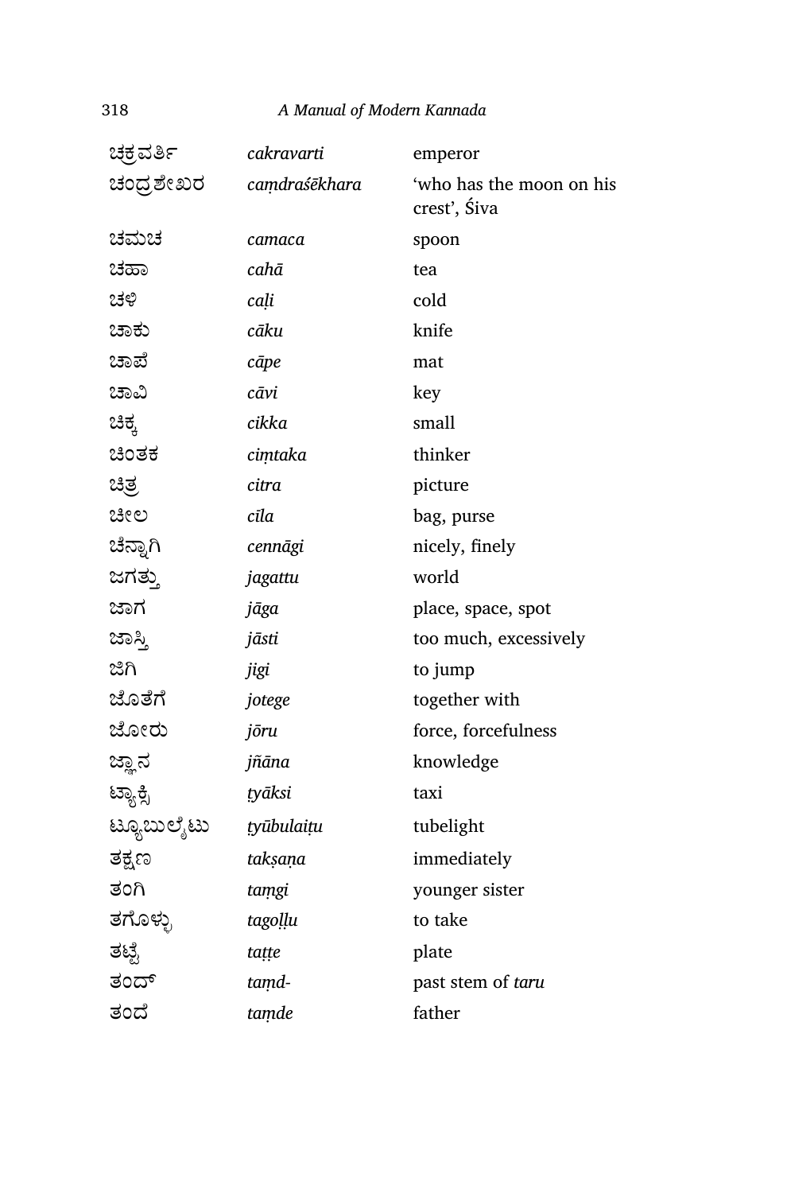| | | |
|---|---|---|
| ಚಕ್ರವರ್ತಿ | *cakravarti* | emperor |
| ಚಂದ್ರಶೇಖರ | *caṃdraśēkhara* | 'who has the moon on his crest', Śiva |
| ಚಮಚ | *camaca* | spoon |
| ಚಹಾ | *cahā* | tea |
| ಚಳಿ | *caḷi* | cold |
| ಚಾಕು | *cāku* | knife |
| ಚಾಪೆ | *cāpe* | mat |
| ಚಾವಿ | *cāvi* | key |
| ಚಿಕ್ಕ | *cikka* | small |
| ಚಿಂತಕ | *ciṃtaka* | thinker |
| ಚಿತ್ರ | *citra* | picture |
| ಚೀಲ | *cīla* | bag, purse |
| ಚೆನ್ನಾಗಿ | *cennāgi* | nicely, finely |
| ಜಗತ್ತು | *jagattu* | world |
| ಜಾಗ | *jāga* | place, space, spot |
| ಜಾಸ್ತಿ | *jāsti* | too much, excessively |
| ಜಿಗಿ | *jigi* | to jump |
| ಜೊತೆಗೆ | *jotege* | together with |
| ಜೋರು | *jōru* | force, forcefulness |
| ಜ್ಞಾನ | *jñāna* | knowledge |
| ಟ್ಯಾಕ್ಸಿ | *ṭyāksi* | taxi |
| ಟ್ಯೂಬುಲೈಟು | *ṭyūbulaiṭu* | tubelight |
| ತಕ್ಷಣ | *takṣaṇa* | immediately |
| ತಂಗಿ | *taṃgi* | younger sister |
| ತಗೊಳ್ಳು | *tagoḷḷu* | to take |
| ತಟ್ಟೆ | *taṭṭe* | plate |
| ತಂದ್ | *taṃd-* | past stem of *taru* |
| ತಂದೆ | *taṃde* | father |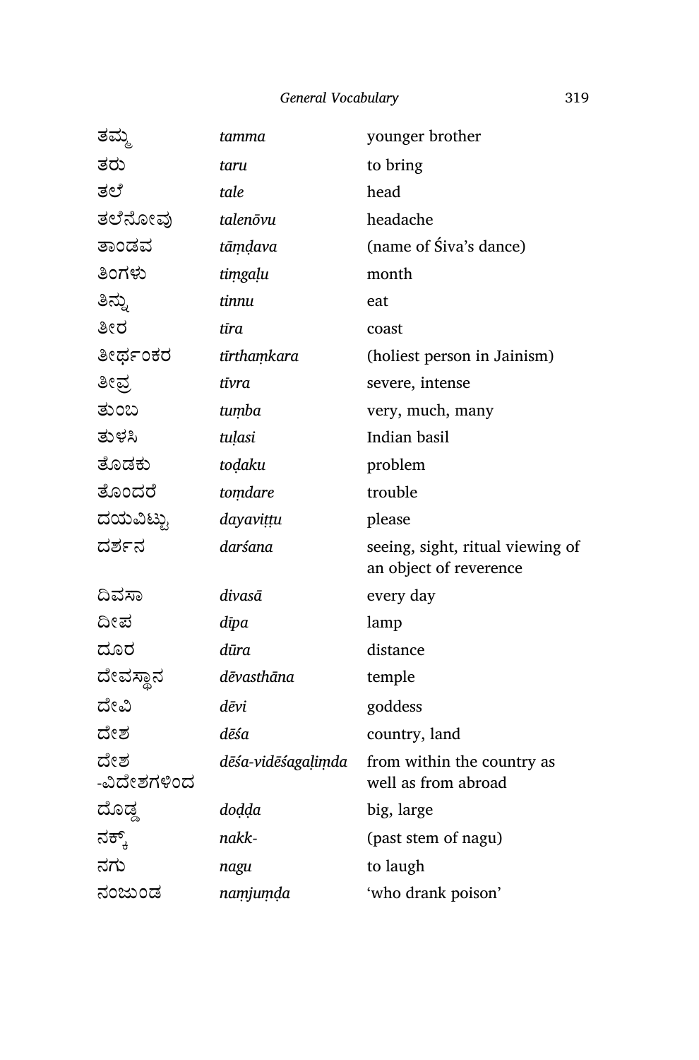| | | |
|---|---|---|
| ತಮ್ಮ | *tamma* | younger brother |
| ತರು | *taru* | to bring |
| ತಲೆ | *tale* | head |
| ತಲೆನೋವು | *talenōvu* | headache |
| ತಾಂಡವ | *tāṃḍava* | (name of Śiva's dance) |
| ತಿಂಗಳು | *tiṃgaḷu* | month |
| ತಿನ್ನು | *tinnu* | eat |
| ತೀರ | *tīra* | coast |
| ತೀರ್ಥಂಕರ | *tīrthaṃkara* | (holiest person in Jainism) |
| ತೀವ್ರ | *tīvra* | severe, intense |
| ತುಂಬ | *tuṃba* | very, much, many |
| ತುಳಸಿ | *tuḷasi* | Indian basil |
| ತೊಡಕು | *toḍaku* | problem |
| ತೊಂದರೆ | *toṃdare* | trouble |
| ದಯವಿಟ್ಟು | *dayaviṭṭu* | please |
| ದರ್ಶನ | *darśana* | seeing, sight, ritual viewing of an object of reverence |
| ದಿವಸಾ | *divasā* | every day |
| ದೀಪ | *dīpa* | lamp |
| ದೂರ | *dūra* | distance |
| ದೇವಸ್ಥಾನ | *dēvasthāna* | temple |
| ದೇವಿ | *dēvi* | goddess |
| ದೇಶ | *dēśa* | country, land |
| ದೇಶ-ವಿದೇಶಗಳಿಂದ | *dēśa-vidēśagaḷiṃda* | from within the country as well as from abroad |
| ದೊಡ್ಡ | *doḍḍa* | big, large |
| ನಕ್ಕ್ | *nakk-* | (past stem of nagu) |
| ನಗು | *nagu* | to laugh |
| ನಂಜುಂಡ | *naṃjuṃḍa* | 'who drank poison' |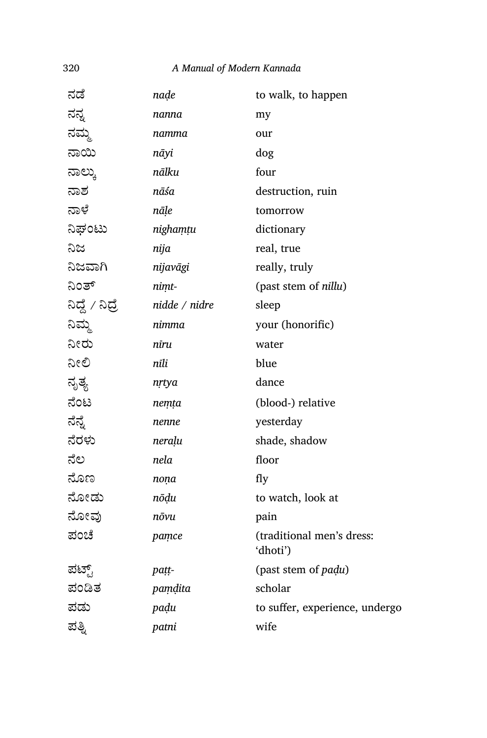| | | |
|---|---|---|
| ನಡೆ | *naḍe* | to walk, to happen |
| ನನ್ನ | *nanna* | my |
| ನಮ್ಮ | *namma* | our |
| ನಾಯಿ | *nāyi* | dog |
| ನಾಲ್ಕು | *nālku* | four |
| ನಾಶ | *nāśa* | destruction, ruin |
| ನಾಳೆ | *nāḷe* | tomorrow |
| ನಿಘಂಟು | *nighaṃṭu* | dictionary |
| ನಿಜ | *nija* | real, true |
| ನಿಜವಾಗಿ | *nijavāgi* | really, truly |
| ನಿಂತ್ | *niṃt-* | (past stem of *nillu*) |
| ನಿದ್ದೆ / ನಿದ್ರೆ | *nidde / nidre* | sleep |
| ನಿಮ್ಮ | *nimma* | your (honorific) |
| ನೀರು | *nīru* | water |
| ನೀಲಿ | *nīli* | blue |
| ನೃತ್ಯ | *nṛtya* | dance |
| ನೆಂಟ | *neṃṭa* | (blood-) relative |
| ನೆನ್ನೆ | *nenne* | yesterday |
| ನೆರಳು | *neraḷu* | shade, shadow |
| ನೆಲ | *nela* | floor |
| ನೊಣ | *noṇa* | fly |
| ನೋಡು | *nōḍu* | to watch, look at |
| ನೋವು | *nōvu* | pain |
| ಪಂಚೆ | *paṃce* | (traditional men's dress: 'dhoti') |
| ಪಟ್ಟ್ | *paṭṭ-* | (past stem of *paḍu*) |
| ಪಂಡಿತ | *paṃḍita* | scholar |
| ಪಡು | *paḍu* | to suffer, experience, undergo |
| ಪತ್ನಿ | *patni* | wife |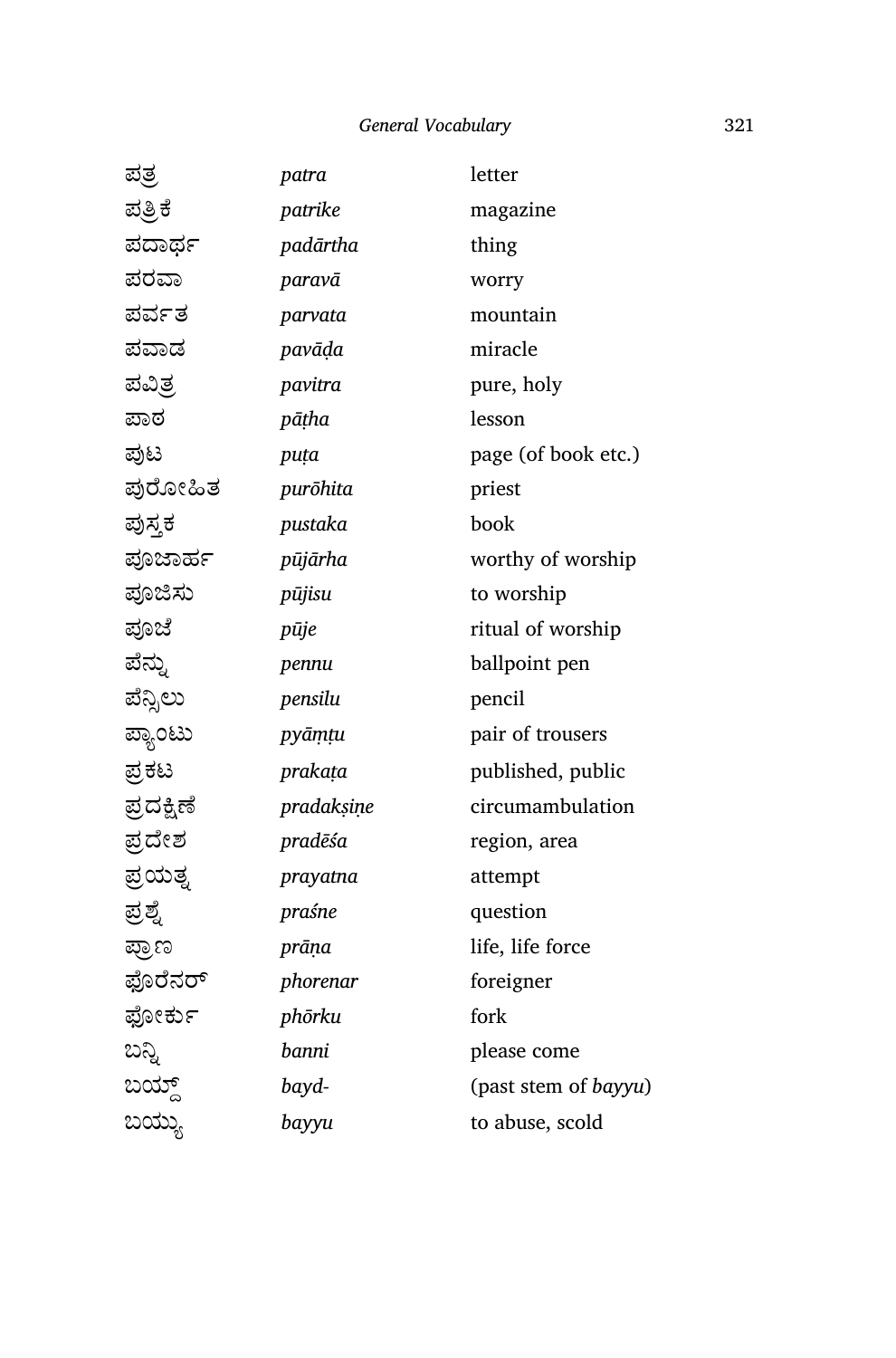| | | |
|---|---|---|
| ಪತ್ರ | *patra* | letter |
| ಪತ್ರಿಕೆ | *patrike* | magazine |
| ಪದಾರ್ಥ | *padārtha* | thing |
| ಪರವಾ | *paravā* | worry |
| ಪರ್ವತ | *parvata* | mountain |
| ಪವಾಡ | *pavāḍa* | miracle |
| ಪವಿತ್ರ | *pavitra* | pure, holy |
| ಪಾಠ | *pāṭha* | lesson |
| ಪುಟ | *puṭa* | page (of book etc.) |
| ಪುರೋಹಿತ | *purōhita* | priest |
| ಪುಸ್ತಕ | *pustaka* | book |
| ಪೂಜಾರ್ಹ | *pūjārha* | worthy of worship |
| ಪೂಜಿಸು | *pūjisu* | to worship |
| ಪೂಜೆ | *pūje* | ritual of worship |
| ಪೆನ್ನು | *pennu* | ballpoint pen |
| ಪೆನ್ಸಿಲು | *pensilu* | pencil |
| ಪ್ಯಾಂಟು | *pyāṃṭu* | pair of trousers |
| ಪ್ರಕಟ | *prakaṭa* | published, public |
| ಪ್ರದಕ್ಷಿಣೆ | *pradakṣiṇe* | circumambulation |
| ಪ್ರದೇಶ | *pradēśa* | region, area |
| ಪ್ರಯತ್ನ | *prayatna* | attempt |
| ಪ್ರಶ್ನೆ | *praśne* | question |
| ಪ್ರಾಣ | *prāṇa* | life, life force |
| ಫೊರೆನರ್ | *phorenar* | foreigner |
| ಫೋರ್ಕು | *phōrku* | fork |
| ಬನ್ನಿ | *banni* | please come |
| ಬಯ್ದ್ | *bayd-* | (past stem of *bayyu*) |
| ಬಯ್ಯು | *bayyu* | to abuse, scold |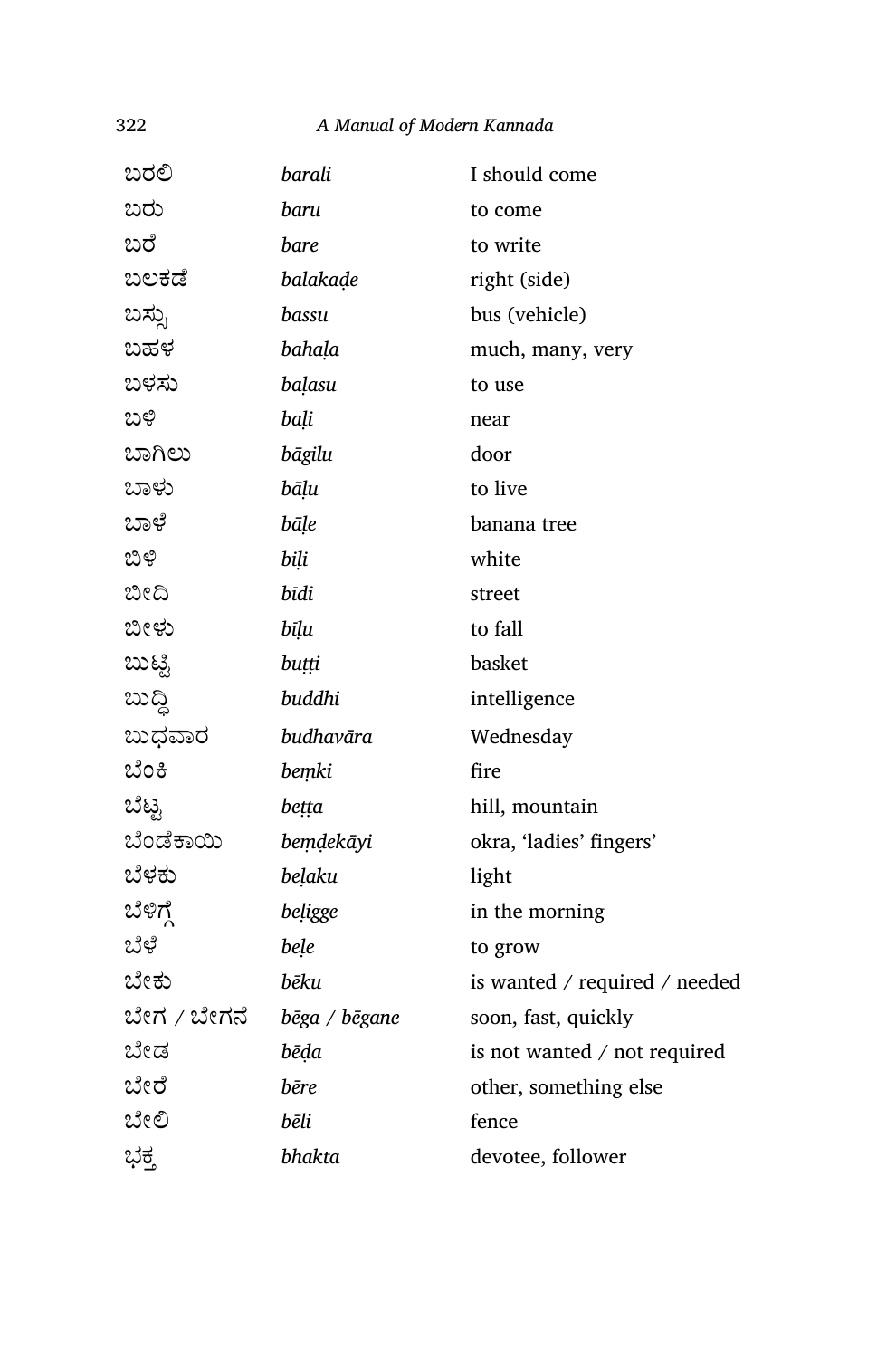| | | |
|---|---|---|
| ಬರಲಿ | *barali* | I should come |
| ಬರು | *baru* | to come |
| ಬರೆ | *bare* | to write |
| ಬಲಕಡೆ | *balakaḍe* | right (side) |
| ಬಸ್ಸು | *bassu* | bus (vehicle) |
| ಬಹಳ | *bahaḷa* | much, many, very |
| ಬಳಸು | *baḷasu* | to use |
| ಬಳಿ | *baḷi* | near |
| ಬಾಗಿಲು | *bāgilu* | door |
| ಬಾಳು | *bāḷu* | to live |
| ಬಾಳೆ | *bāḷe* | banana tree |
| ಬಿಳಿ | *biḷi* | white |
| ಬೀದಿ | *bīdi* | street |
| ಬೀಳು | *bīḷu* | to fall |
| ಬುಟ್ಟಿ | *buṭṭi* | basket |
| ಬುದ್ಧಿ | *buddhi* | intelligence |
| ಬುಧವಾರ | *budhavāra* | Wednesday |
| ಬೆಂಕಿ | *beṃki* | fire |
| ಬೆಟ್ಟ | *beṭṭa* | hill, mountain |
| ಬೆಂಡೆಕಾಯಿ | *beṃḍekāyi* | okra, 'ladies' fingers' |
| ಬೆಳಕು | *beḷaku* | light |
| ಬೆಳಿಗ್ಗೆ | *beḷigge* | in the morning |
| ಬೆಳೆ | *beḷe* | to grow |
| ಬೇಕು | *bēku* | is wanted / required / needed |
| ಬೇಗ / ಬೇಗನೆ | *bēga / bēgane* | soon, fast, quickly |
| ಬೇಡ | *bēḍa* | is not wanted / not required |
| ಬೇರೆ | *bēre* | other, something else |
| ಬೇಲಿ | *bēli* | fence |
| ಭಕ್ತ | *bhakta* | devotee, follower |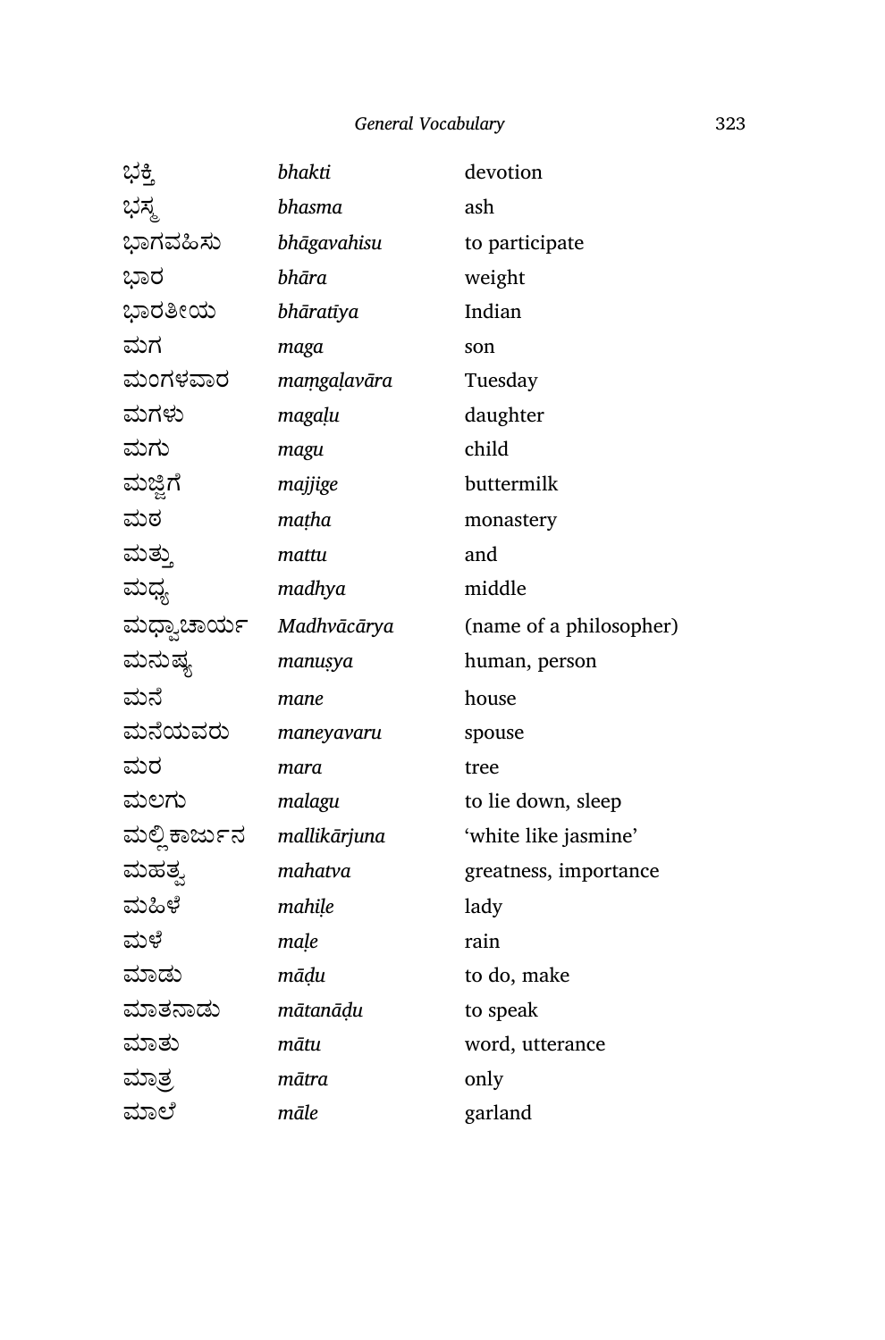| | | |
|---|---|---|
| ಭಕ್ತಿ | *bhakti* | devotion |
| ಭಸ್ಮ | *bhasma* | ash |
| ಭಾಗವಹಿಸು | *bhāgavahisu* | to participate |
| ಭಾರ | *bhāra* | weight |
| ಭಾರತೀಯ | *bhāratīya* | Indian |
| ಮಗ | *maga* | son |
| ಮಂಗಳವಾರ | *maṃgaḷavāra* | Tuesday |
| ಮಗಳು | *magaḷu* | daughter |
| ಮಗು | *magu* | child |
| ಮಜ್ಜಿಗೆ | *majjige* | buttermilk |
| ಮಠ | *maṭha* | monastery |
| ಮತ್ತು | *mattu* | and |
| ಮಧ್ಯ | *madhya* | middle |
| ಮಧ್ವಾಚಾರ್ಯ | *Madhvācārya* | (name of a philosopher) |
| ಮನುಷ್ಯ | *manuṣya* | human, person |
| ಮನೆ | *mane* | house |
| ಮನೆಯವರು | *maneyavaru* | spouse |
| ಮರ | *mara* | tree |
| ಮಲಗು | *malagu* | to lie down, sleep |
| ಮಲ್ಲಿಕಾರ್ಜುನ | *mallikārjuna* | 'white like jasmine' |
| ಮಹತ್ವ | *mahatva* | greatness, importance |
| ಮಹಿಳೆ | *mahiḷe* | lady |
| ಮಳೆ | *maḷe* | rain |
| ಮಾಡು | *māḍu* | to do, make |
| ಮಾತನಾಡು | *mātanāḍu* | to speak |
| ಮಾತು | *mātu* | word, utterance |
| ಮಾತ್ರ | *mātra* | only |
| ಮಾಲೆ | *māle* | garland |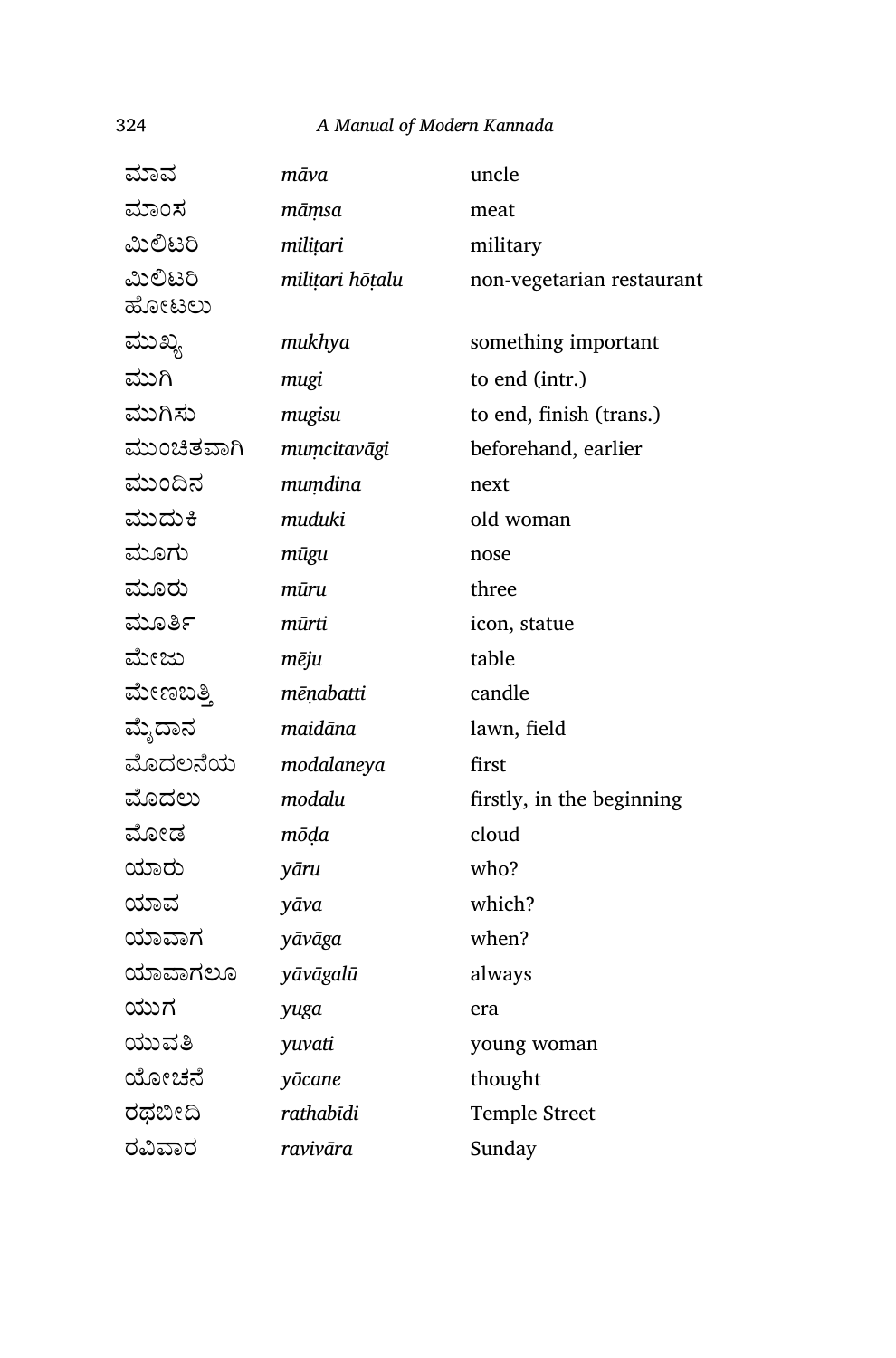| | | |
|---|---|---|
| ಮಾವ | *māva* | uncle |
| ಮಾಂಸ | *māṃsa* | meat |
| ಮಿಲಿಟರಿ | *miliṭari* | military |
| ಮಿಲಿಟರಿ ಹೋಟಲು | *miliṭari hōṭalu* | non-vegetarian restaurant |
| ಮುಖ್ಯ | *mukhya* | something important |
| ಮುಗಿ | *mugi* | to end (intr.) |
| ಮುಗಿಸು | *mugisu* | to end, finish (trans.) |
| ಮುಂಚಿತವಾಗಿ | *muṃcitavāgi* | beforehand, earlier |
| ಮುಂದಿನ | *muṃdina* | next |
| ಮುದುಕಿ | *muduki* | old woman |
| ಮೂಗು | *mūgu* | nose |
| ಮೂರು | *mūru* | three |
| ಮೂರ್ತಿ | *mūrti* | icon, statue |
| ಮೇಜು | *mēju* | table |
| ಮೇಣಬತ್ತಿ | *mēṇabatti* | candle |
| ಮೈದಾನ | *maidāna* | lawn, field |
| ಮೊದಲನೆಯ | *modalaneya* | first |
| ಮೊದಲು | *modalu* | firstly, in the beginning |
| ಮೋಡ | *mōḍa* | cloud |
| ಯಾರು | *yāru* | who? |
| ಯಾವ | *yāva* | which? |
| ಯಾವಾಗ | *yāvāga* | when? |
| ಯಾವಾಗಲೂ | *yāvāgalū* | always |
| ಯುಗ | *yuga* | era |
| ಯುವತಿ | *yuvati* | young woman |
| ಯೋಚನೆ | *yōcane* | thought |
| ರಥಬೀದಿ | *rathabīdi* | Temple Street |
| ರವಿವಾರ | *ravivāra* | Sunday |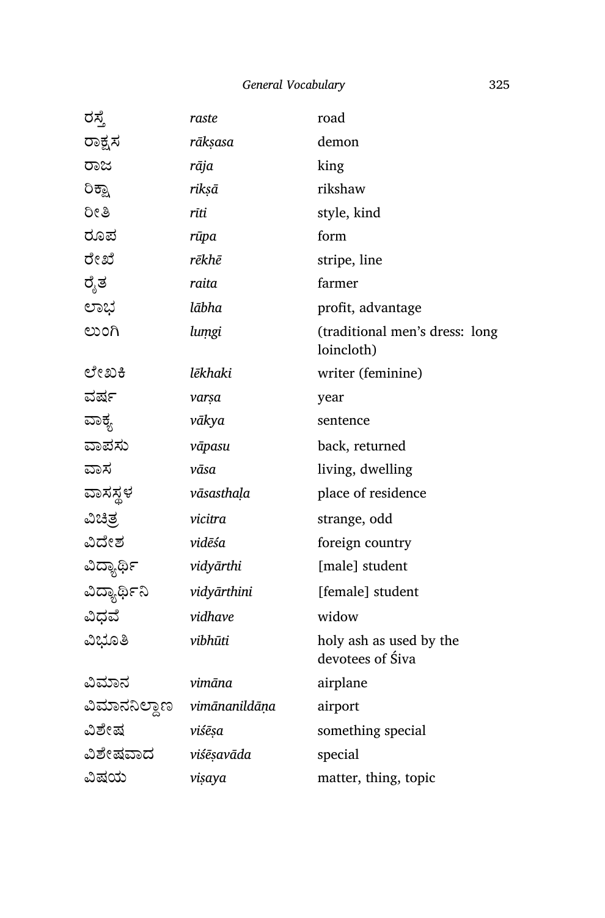| | | |
|---|---|---|
| ರಸ್ತೆ | *raste* | road |
| ರಾಕ್ಷಸ | *rākṣasa* | demon |
| ರಾಜ | *rāja* | king |
| ರಿಕ್ಷಾ | *rikṣā* | rikshaw |
| ರೀತಿ | *rīti* | style, kind |
| ರೂಪ | *rūpa* | form |
| ರೇಖೆ | *rēkhē* | stripe, line |
| ರೈತ | *raita* | farmer |
| ಲಾಭ | *lābha* | profit, advantage |
| ಲುಂಗಿ | *luṃgi* | (traditional men's dress: long loincloth) |
| ಲೇಖಕಿ | *lēkhaki* | writer (feminine) |
| ವರ್ಷ | *varṣa* | year |
| ವಾಕ್ಯ | *vākya* | sentence |
| ವಾಪಸು | *vāpasu* | back, returned |
| ವಾಸ | *vāsa* | living, dwelling |
| ವಾಸಸ್ಥಳ | *vāsasthaḷa* | place of residence |
| ವಿಚಿತ್ರ | *vicitra* | strange, odd |
| ವಿದೇಶ | *vidēśa* | foreign country |
| ವಿದ್ಯಾರ್ಥಿ | *vidyārthi* | [male] student |
| ವಿದ್ಯಾರ್ಥಿನಿ | *vidyārthini* | [female] student |
| ವಿಧವೆ | *vidhave* | widow |
| ವಿಭೂತಿ | *vibhūti* | holy ash as used by the devotees of Śiva |
| ವಿಮಾನ | *vimāna* | airplane |
| ವಿಮಾನನಿಲ್ದಾಣ | *vimānanildāṇa* | airport |
| ವಿಶೇಷ | *viśēṣa* | something special |
| ವಿಶೇಷವಾದ | *viśēṣavāda* | special |
| ವಿಷಯ | *viṣaya* | matter, thing, topic |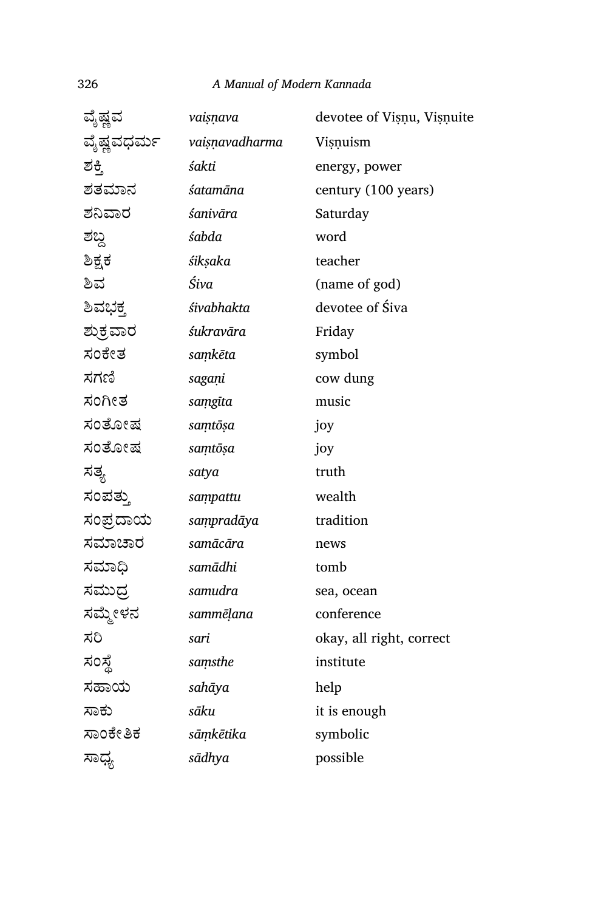| | | |
|---|---|---|
| ವೈಷ್ಣವ | *vaiṣṇava* | devotee of Viṣṇu, Viṣṇuite |
| ವೈಷ್ಣವಧರ್ಮ | *vaiṣṇavadharma* | Viṣṇuism |
| ಶಕ್ತಿ | *śakti* | energy, power |
| ಶತಮಾನ | *śatamāna* | century (100 years) |
| ಶನಿವಾರ | *śanivāra* | Saturday |
| ಶಬ್ದ | *śabda* | word |
| ಶಿಕ್ಷಕ | *śikṣaka* | teacher |
| ಶಿವ | *Śiva* | (name of god) |
| ಶಿವಭಕ್ತ | *śivabhakta* | devotee of Śiva |
| ಶುಕ್ರವಾರ | *śukravāra* | Friday |
| ಸಂಕೇತ | *saṃkēta* | symbol |
| ಸಗಣಿ | *sagaṇi* | cow dung |
| ಸಂಗೀತ | *saṃgīta* | music |
| ಸಂತೋಷ | *saṃtōṣa* | joy |
| ಸಂತೋಷ | *saṃtōṣa* | joy |
| ಸತ್ಯ | *satya* | truth |
| ಸಂಪತ್ತು | *saṃpattu* | wealth |
| ಸಂಪ್ರದಾಯ | *saṃpradāya* | tradition |
| ಸಮಾಚಾರ | *samācāra* | news |
| ಸಮಾಧಿ | *samādhi* | tomb |
| ಸಮುದ್ರ | *samudra* | sea, ocean |
| ಸಮ್ಮೇಳನ | *sammēḷana* | conference |
| ಸರಿ | *sari* | okay, all right, correct |
| ಸಂಸ್ಥೆ | *saṃsthe* | institute |
| ಸಹಾಯ | *sahāya* | help |
| ಸಾಕು | *sāku* | it is enough |
| ಸಾಂಕೇತಿಕ | *sāṃkētika* | symbolic |
| ಸಾಧ್ಯ | *sādhya* | possible |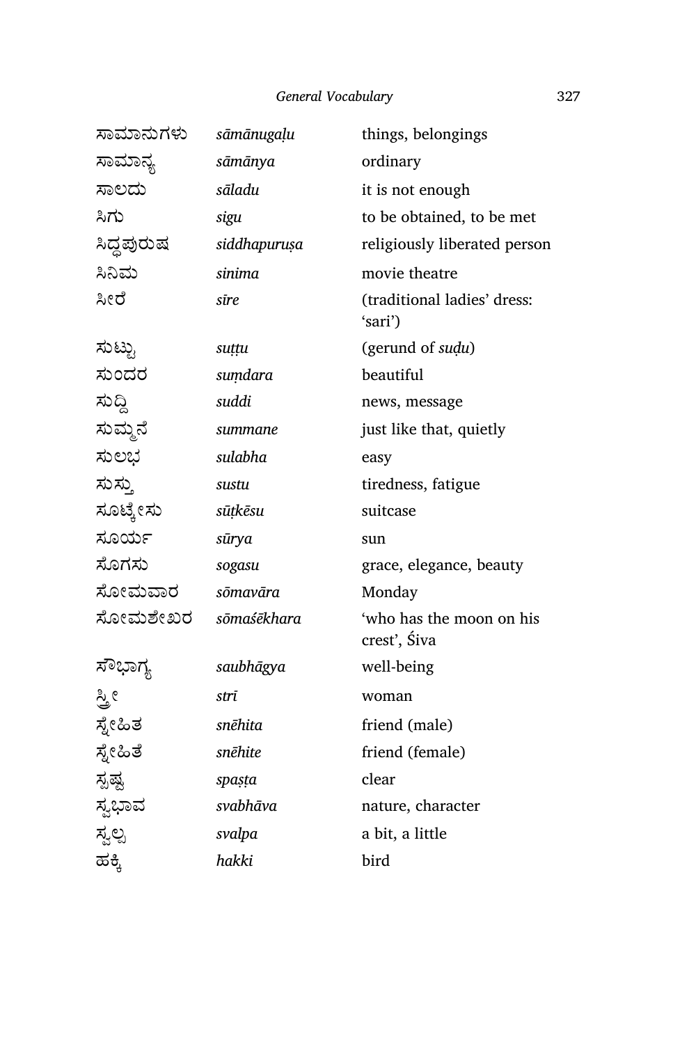| | | |
|---|---|---|
| ಸಾಮಾನುಗಳು | *sāmānugaḷu* | things, belongings |
| ಸಾಮಾನ್ಯ | *sāmānya* | ordinary |
| ಸಾಲದು | *sāladu* | it is not enough |
| ಸಿಗು | *sigu* | to be obtained, to be met |
| ಸಿದ್ಧಪುರುಷ | *siddhapuruṣa* | religiously liberated person |
| ಸಿನಿಮ | *sinima* | movie theatre |
| ಸೀರೆ | *sīre* | (traditional ladies' dress: 'sari') |
| ಸುಟ್ಟು | *suṭṭu* | (gerund of *suḍu*) |
| ಸುಂದರ | *suṃdara* | beautiful |
| ಸುದ್ದಿ | *suddi* | news, message |
| ಸುಮ್ಮನೆ | *summane* | just like that, quietly |
| ಸುಲಭ | *sulabha* | easy |
| ಸುಸ್ತು | *sustu* | tiredness, fatigue |
| ಸೂಟ್ಕೇಸು | *sūṭkēsu* | suitcase |
| ಸೂರ್ಯ | *sūrya* | sun |
| ಸೊಗಸು | *sogasu* | grace, elegance, beauty |
| ಸೋಮವಾರ | *sōmavāra* | Monday |
| ಸೋಮಶೇಖರ | *sōmaśēkhara* | 'who has the moon on his crest', Śiva |
| ಸೌಭಾಗ್ಯ | *saubhāgya* | well-being |
| ಸ್ತ್ರೀ | *strī* | woman |
| ಸ್ನೇಹಿತ | *snēhita* | friend (male) |
| ಸ್ನೇಹಿತೆ | *snēhite* | friend (female) |
| ಸ್ಪಷ್ಟ | *spaṣṭa* | clear |
| ಸ್ವಭಾವ | *svabhāva* | nature, character |
| ಸ್ವಲ್ಪ | *svalpa* | a bit, a little |
| ಹಕ್ಕಿ | *hakki* | bird |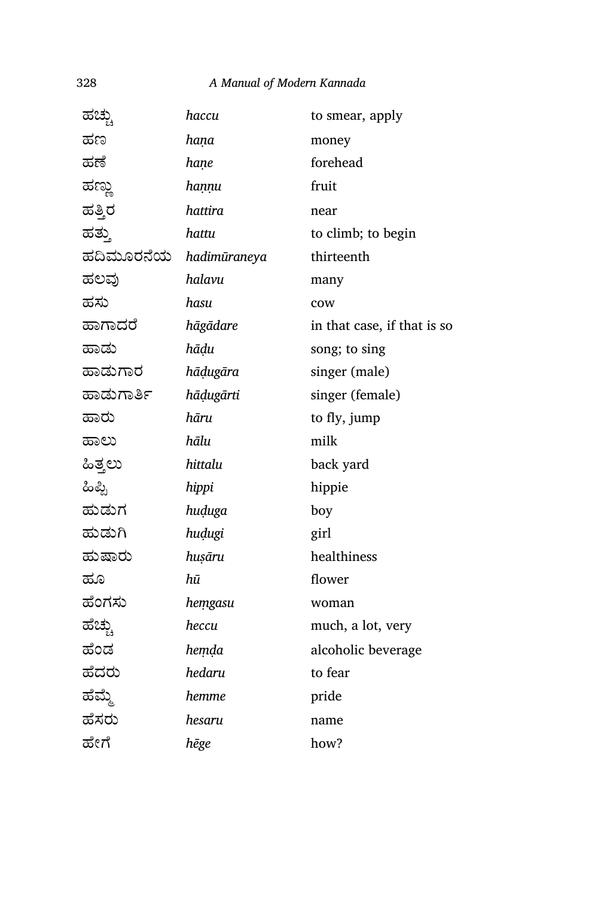| | | |
|---|---|---|
| ಹಚ್ಚು | *haccu* | to smear, apply |
| ಹಣ | *haṇa* | money |
| ಹಣೆ | *haṇe* | forehead |
| ಹಣ್ಣು | *haṇṇu* | fruit |
| ಹತ್ತಿರ | *hattira* | near |
| ಹತ್ತು | *hattu* | to climb; to begin |
| ಹದಿಮೂರನೆಯ | *hadimūraneya* | thirteenth |
| ಹಲವು | *halavu* | many |
| ಹಸು | *hasu* | cow |
| ಹಾಗಾದರೆ | *hāgādare* | in that case, if that is so |
| ಹಾಡು | *hāḍu* | song; to sing |
| ಹಾಡುಗಾರ | *hāḍugāra* | singer (male) |
| ಹಾಡುಗಾರ್ತಿ | *hāḍugārti* | singer (female) |
| ಹಾರು | *hāru* | to fly, jump |
| ಹಾಲು | *hālu* | milk |
| ಹಿತ್ತಲು | *hittalu* | back yard |
| ಹಿಪ್ಪಿ | *hippi* | hippie |
| ಹುಡುಗ | *huḍuga* | boy |
| ಹುಡುಗಿ | *huḍugi* | girl |
| ಹುಷಾರು | *huṣāru* | healthiness |
| ಹೂ | *hū* | flower |
| ಹೆಂಗಸು | *heṃgasu* | woman |
| ಹೆಚ್ಚು | *heccu* | much, a lot, very |
| ಹೆಂಡ | *heṃḍa* | alcoholic beverage |
| ಹೆದರು | *hedaru* | to fear |
| ಹೆಮ್ಮೆ | *hemme* | pride |
| ಹೆಸರು | *hesaru* | name |
| ಹೇಗೆ | *hēge* | how? |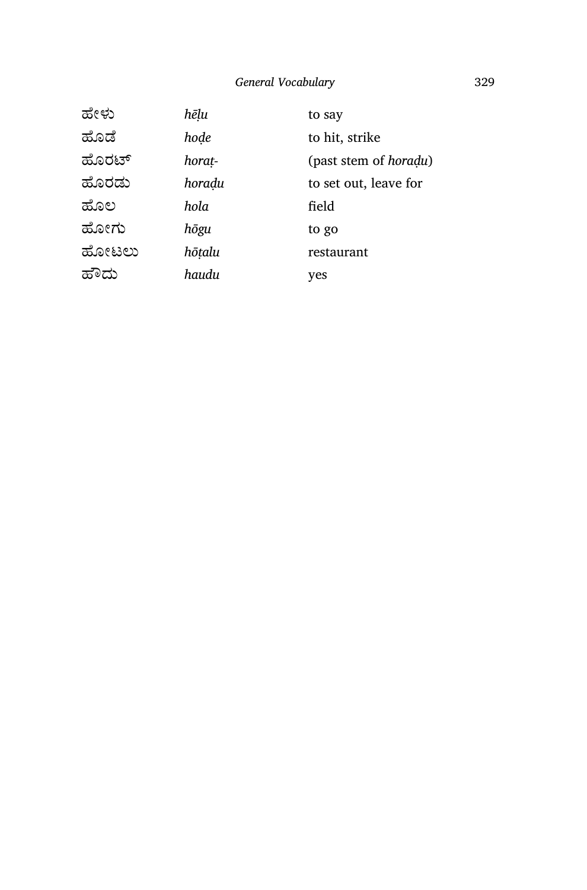| | | |
|---|---|---|
| ಹೇಳು | *hēḷu* | to say |
| ಹೊಡೆ | *hoḍe* | to hit, strike |
| ಹೊರಟ್ | *horaṭ-* | (past stem of *horaḍu*) |
| ಹೊರಡು | *horaḍu* | to set out, leave for |
| ಹೊಲ | *hola* | field |
| ಹೋಗು | *hōgu* | to go |
| ಹೋಟಲು | *hōṭalu* | restaurant |
| ಹೌದು | *haudu* | yes |